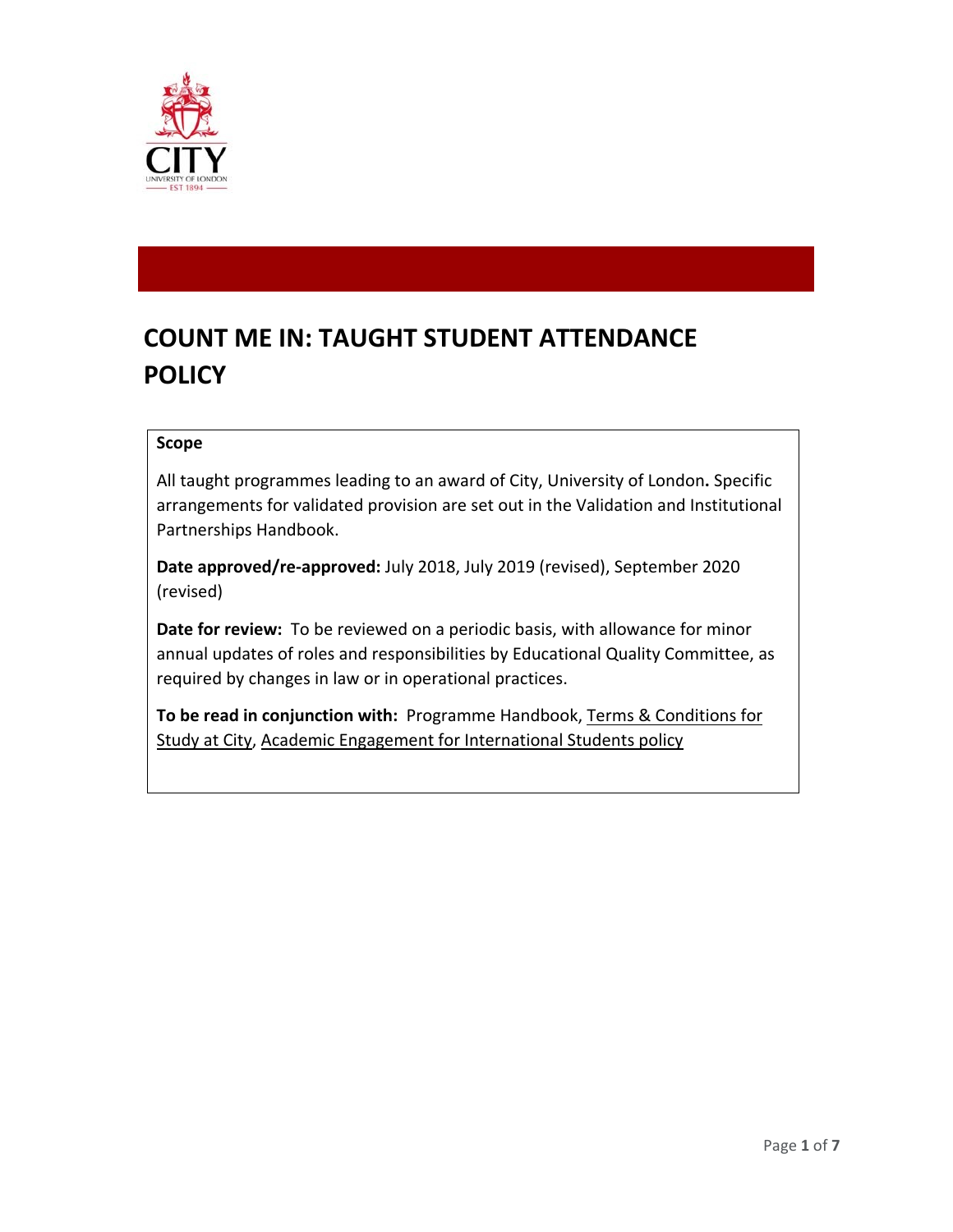# COUNT ME IN: TAUGHT STUDENT ATTENDANCE POLICY

**Scope**

All taught programmes leading to an award of City, University of London**.** Specific arrangements for validated provision are set out in the Validation and Institutional Partnerships Handbook.

**Date approved/re-approved:** July 2018, July 2019 (revised), September 2020 (revised)

**Date for review:** To be reviewed on a periodic basis, with allowance for minor annual updates of roles and responsibilities by Educational Quality Committee, as required by changes in law or in operational practices.

**To be read in conjunction with:** Programme Handbook, Terms & Conditions for Study at City, Academic Engagement for International Students policy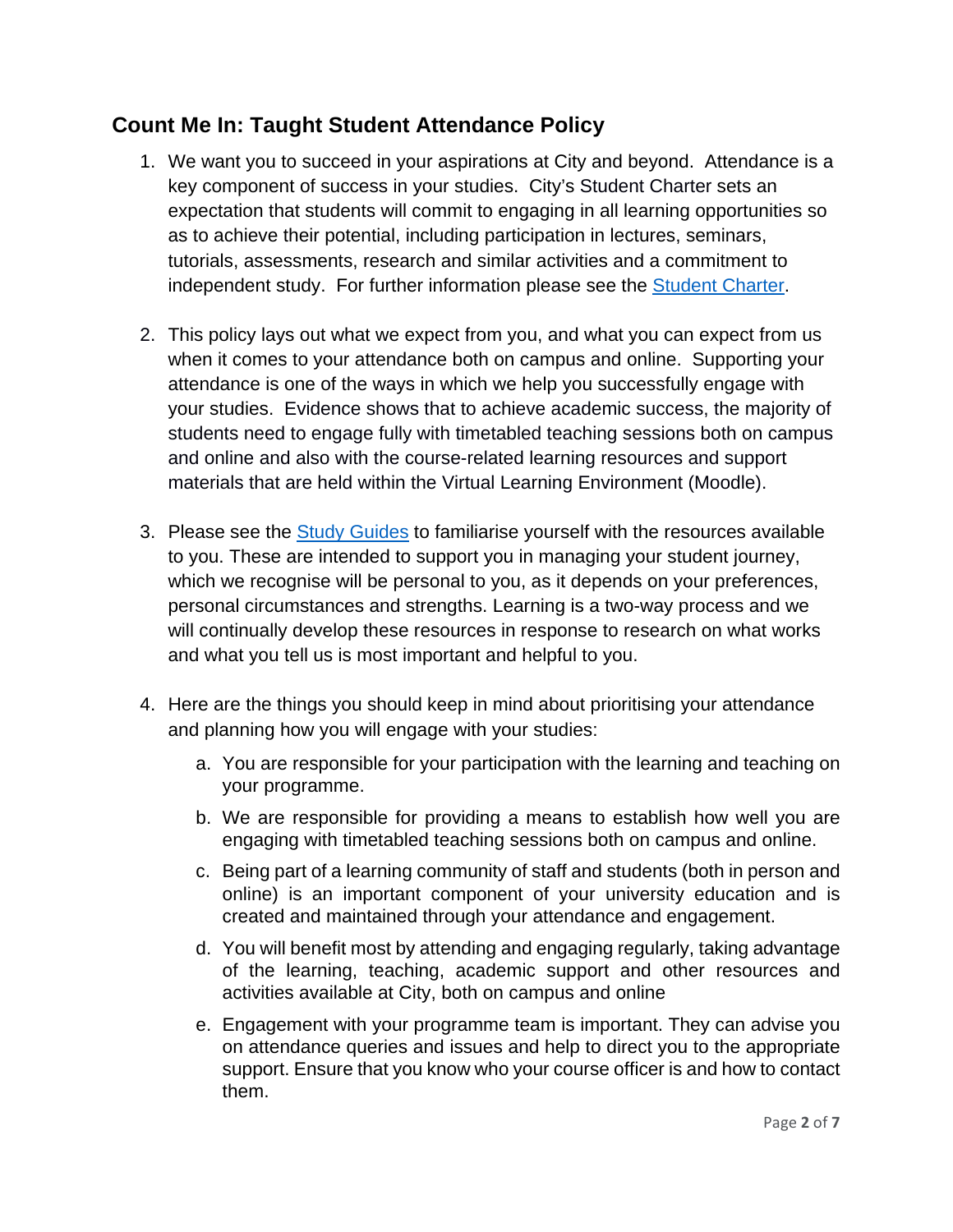## Count Me In: Taught Student Attendance Policy

1. We want you to succeed in your aspirations at City and beyond. Attendance is a key component of success in your studies. City's Student Charter sets an expectation that students will commit to engaging in all learning opportunities so as to achieve their potential, including participation in lectures, seminars, tutorials, assessments, research and similar activities and a commitment to independent study. For further information please see the Student Charter.

2. This policy lays out what we expect from you, and what you can expect from us when it comes to your attendance both on campus and online. Supporting your attendance is one of the ways in which we help you successfully engage with your studies. Evidence shows that to achieve academic success, the majority of students need to engage fully with timetabled teaching sessions both on campus and online and also with the course-related learning resources and support materials that are held within the Virtual Learning Environment (Moodle).

3. Please see the Study Guides to familiarise yourself with the resources available to you. These are intended to support you in managing your student journey, which we recognise will be personal to you, as it depends on your preferences, personal circumstances and strengths. Learning is a two-way process and we will continually develop these resources in response to research on what works and what you tell us is most important and helpful to you.

4. Here are the things you should keep in mind about prioritising your attendance and planning how you will engage with your studies:

   a. You are responsible for your participation with the learning and teaching on your programme.

   b. We are responsible for providing a means to establish how well you are engaging with timetabled teaching sessions both on campus and online.

   c. Being part of a learning community of staff and students (both in person and online) is an important component of your university education and is created and maintained through your attendance and engagement.

   d. You will benefit most by attending and engaging regularly, taking advantage of the learning, teaching, academic support and other resources and activities available at City, both on campus and online

   e. Engagement with your programme team is important. They can advise you on attendance queries and issues and help to direct you to the appropriate support. Ensure that you know who your course officer is and how to contact them.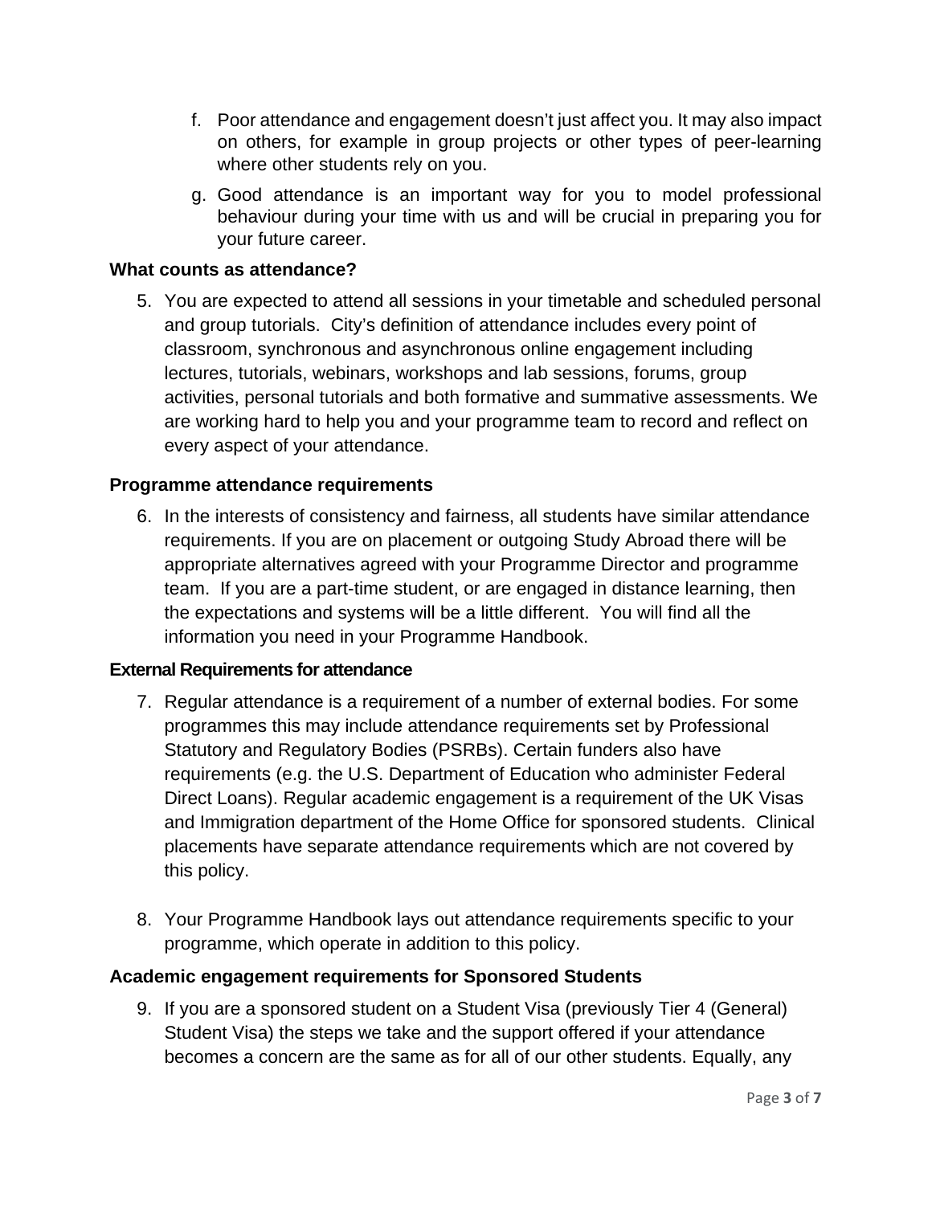f. Poor attendance and engagement doesn't just affect you. It may also impact on others, for example in group projects or other types of peer-learning where other students rely on you.

g. Good attendance is an important way for you to model professional behaviour during your time with us and will be crucial in preparing you for your future career.

### What counts as attendance?

5. You are expected to attend all sessions in your timetable and scheduled personal and group tutorials. City's definition of attendance includes every point of classroom, synchronous and asynchronous online engagement including lectures, tutorials, webinars, workshops and lab sessions, forums, group activities, personal tutorials and both formative and summative assessments. We are working hard to help you and your programme team to record and reflect on every aspect of your attendance.

### Programme attendance requirements

6. In the interests of consistency and fairness, all students have similar attendance requirements. If you are on placement or outgoing Study Abroad there will be appropriate alternatives agreed with your Programme Director and programme team. If you are a part-time student, or are engaged in distance learning, then the expectations and systems will be a little different. You will find all the information you need in your Programme Handbook.

### External Requirements for attendance

7. Regular attendance is a requirement of a number of external bodies. For some programmes this may include attendance requirements set by Professional Statutory and Regulatory Bodies (PSRBs). Certain funders also have requirements (e.g. the U.S. Department of Education who administer Federal Direct Loans). Regular academic engagement is a requirement of the UK Visas and Immigration department of the Home Office for sponsored students. Clinical placements have separate attendance requirements which are not covered by this policy.

8. Your Programme Handbook lays out attendance requirements specific to your programme, which operate in addition to this policy.

### Academic engagement requirements for Sponsored Students

9. If you are a sponsored student on a Student Visa (previously Tier 4 (General) Student Visa) the steps we take and the support offered if your attendance becomes a concern are the same as for all of our other students. Equally, any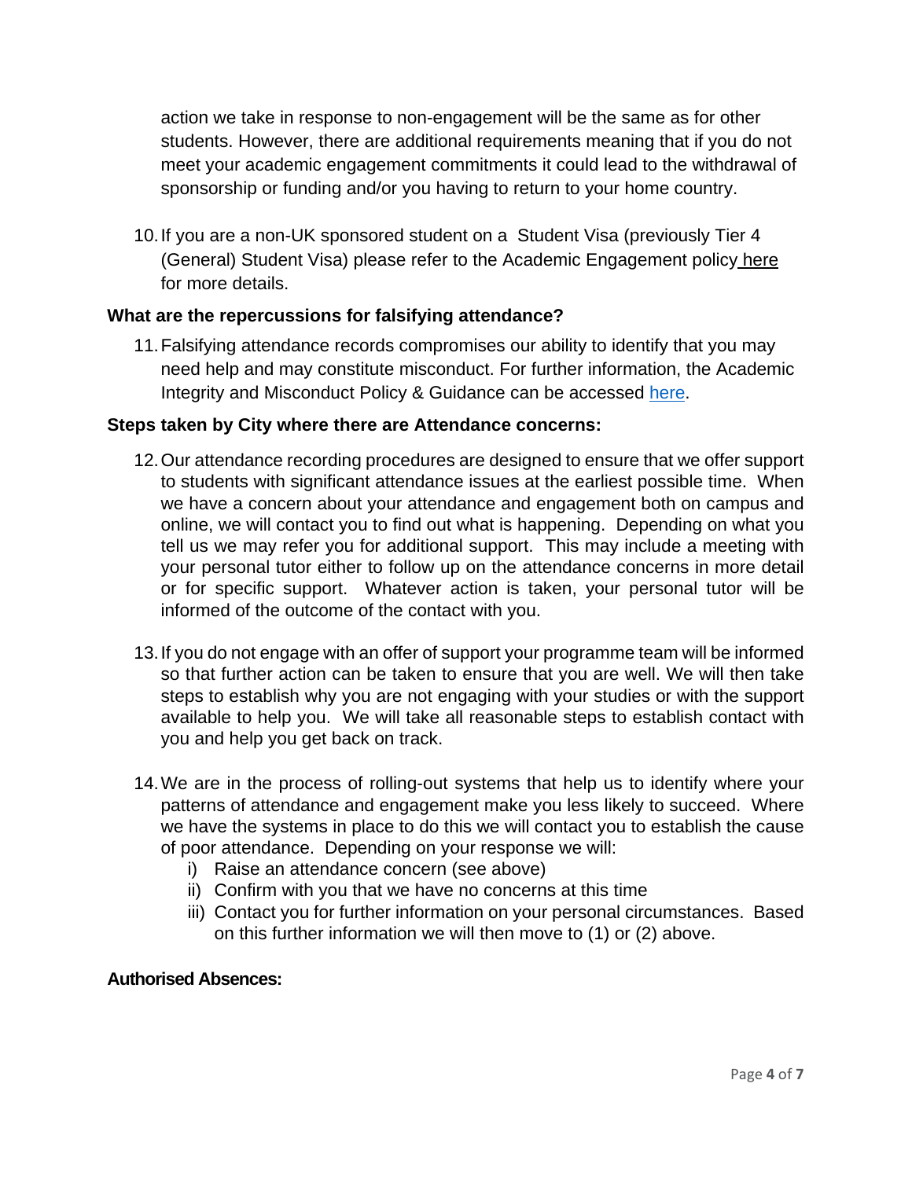action we take in response to non-engagement will be the same as for other students. However, there are additional requirements meaning that if you do not meet your academic engagement commitments it could lead to the withdrawal of sponsorship or funding and/or you having to return to your home country.

10. If you are a non-UK sponsored student on a Student Visa (previously Tier 4 (General) Student Visa) please refer to the Academic Engagement policy here for more details.

**What are the repercussions for falsifying attendance?**

11. Falsifying attendance records compromises our ability to identify that you may need help and may constitute misconduct. For further information, the Academic Integrity and Misconduct Policy & Guidance can be accessed here.

**Steps taken by City where there are Attendance concerns:**

12. Our attendance recording procedures are designed to ensure that we offer support to students with significant attendance issues at the earliest possible time. When we have a concern about your attendance and engagement both on campus and online, we will contact you to find out what is happening. Depending on what you tell us we may refer you for additional support. This may include a meeting with your personal tutor either to follow up on the attendance concerns in more detail or for specific support. Whatever action is taken, your personal tutor will be informed of the outcome of the contact with you.

13. If you do not engage with an offer of support your programme team will be informed so that further action can be taken to ensure that you are well. We will then take steps to establish why you are not engaging with your studies or with the support available to help you. We will take all reasonable steps to establish contact with you and help you get back on track.

14. We are in the process of rolling-out systems that help us to identify where your patterns of attendance and engagement make you less likely to succeed. Where we have the systems in place to do this we will contact you to establish the cause of poor attendance. Depending on your response we will:
    i) Raise an attendance concern (see above)
    ii) Confirm with you that we have no concerns at this time
    iii) Contact you for further information on your personal circumstances. Based on this further information we will then move to (1) or (2) above.

**Authorised Absences:**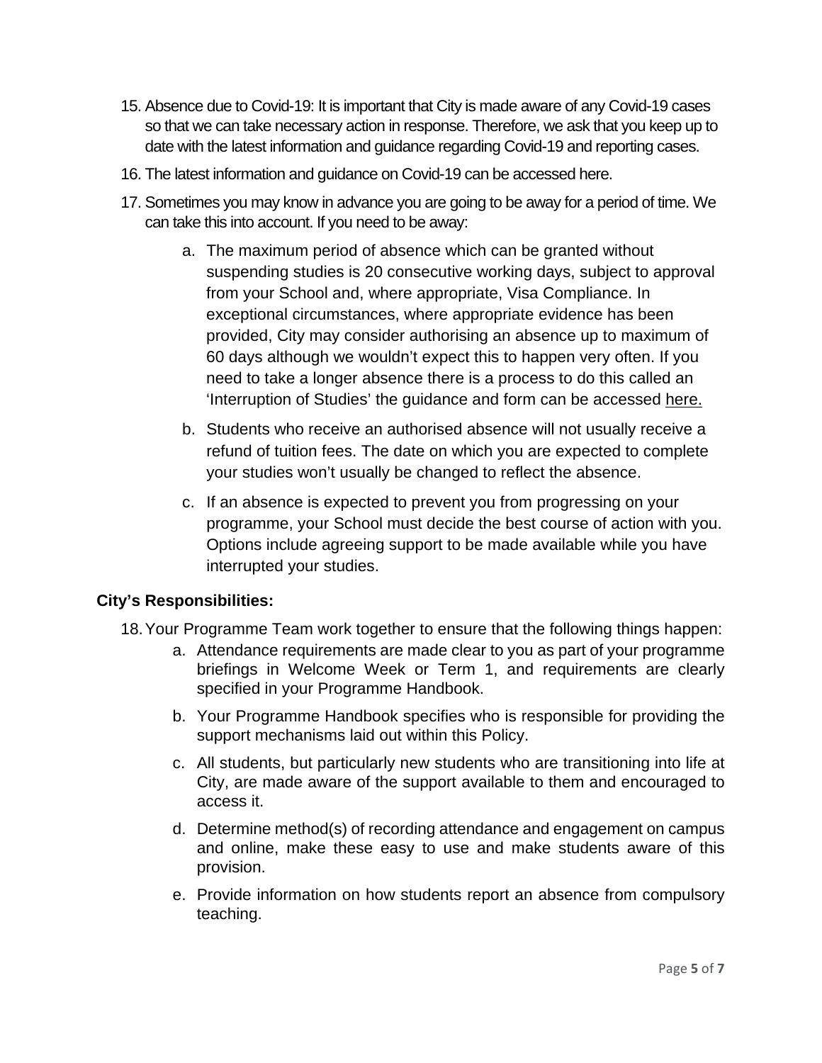15. Absence due to Covid-19: It is important that City is made aware of any Covid-19 cases so that we can take necessary action in response. Therefore, we ask that you keep up to date with the latest information and guidance regarding Covid-19 and reporting cases.

16. The latest information and guidance on Covid-19 can be accessed here.

17. Sometimes you may know in advance you are going to be away for a period of time. We can take this into account. If you need to be away:

    a. The maximum period of absence which can be granted without suspending studies is 20 consecutive working days, subject to approval from your School and, where appropriate, Visa Compliance. In exceptional circumstances, where appropriate evidence has been provided, City may consider authorising an absence up to maximum of 60 days although we wouldn't expect this to happen very often. If you need to take a longer absence there is a process to do this called an 'Interruption of Studies' the guidance and form can be accessed here.

    b. Students who receive an authorised absence will not usually receive a refund of tuition fees. The date on which you are expected to complete your studies won't usually be changed to reflect the absence.

    c. If an absence is expected to prevent you from progressing on your programme, your School must decide the best course of action with you. Options include agreeing support to be made available while you have interrupted your studies.

**City's Responsibilities:**

18. Your Programme Team work together to ensure that the following things happen:

    a. Attendance requirements are made clear to you as part of your programme briefings in Welcome Week or Term 1, and requirements are clearly specified in your Programme Handbook.

    b. Your Programme Handbook specifies who is responsible for providing the support mechanisms laid out within this Policy.

    c. All students, but particularly new students who are transitioning into life at City, are made aware of the support available to them and encouraged to access it.

    d. Determine method(s) of recording attendance and engagement on campus and online, make these easy to use and make students aware of this provision.

    e. Provide information on how students report an absence from compulsory teaching.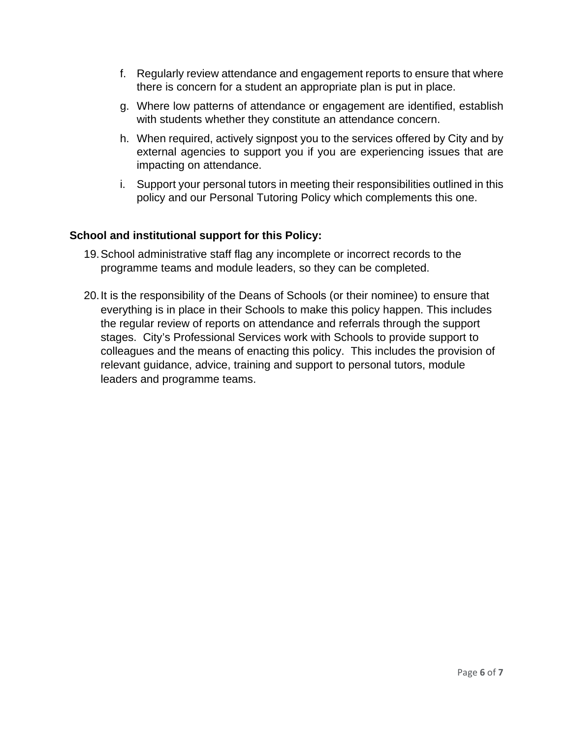f. Regularly review attendance and engagement reports to ensure that where there is concern for a student an appropriate plan is put in place.

g. Where low patterns of attendance or engagement are identified, establish with students whether they constitute an attendance concern.

h. When required, actively signpost you to the services offered by City and by external agencies to support you if you are experiencing issues that are impacting on attendance.

i. Support your personal tutors in meeting their responsibilities outlined in this policy and our Personal Tutoring Policy which complements this one.

**School and institutional support for this Policy:**

19. School administrative staff flag any incomplete or incorrect records to the programme teams and module leaders, so they can be completed.

20. It is the responsibility of the Deans of Schools (or their nominee) to ensure that everything is in place in their Schools to make this policy happen. This includes the regular review of reports on attendance and referrals through the support stages. City's Professional Services work with Schools to provide support to colleagues and the means of enacting this policy. This includes the provision of relevant guidance, advice, training and support to personal tutors, module leaders and programme teams.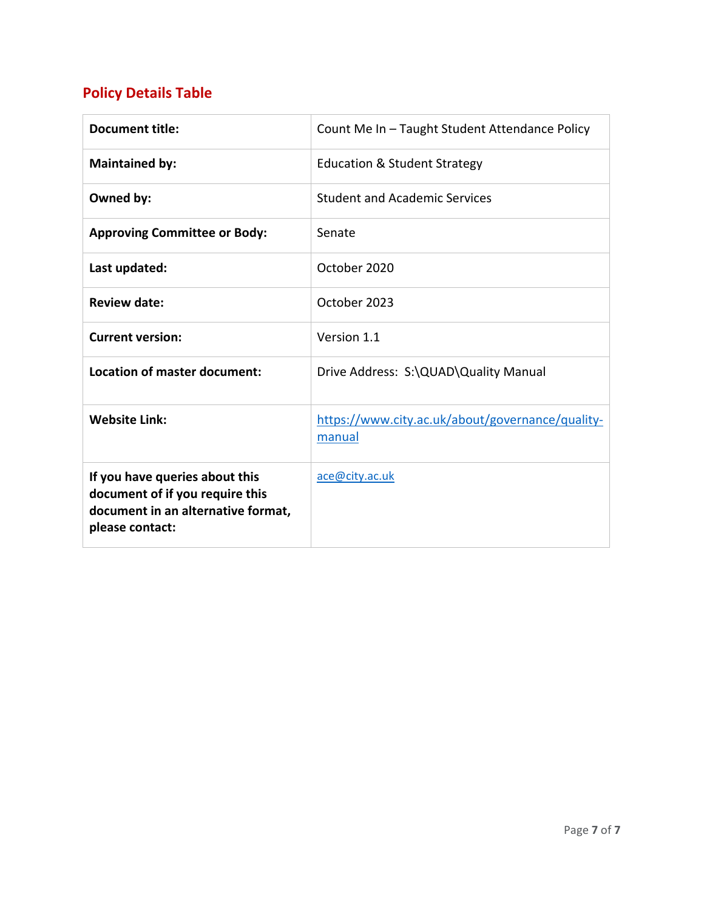## Policy Details Table

| | |
|---|---|
| **Document title:** | Count Me In – Taught Student Attendance Policy |
| **Maintained by:** | Education & Student Strategy |
| **Owned by:** | Student and Academic Services |
| **Approving Committee or Body:** | Senate |
| **Last updated:** | October 2020 |
| **Review date:** | October 2023 |
| **Current version:** | Version 1.1 |
| **Location of master document:** | Drive Address: S:\QUAD\Quality Manual |
| **Website Link:** | https://www.city.ac.uk/about/governance/quality-manual |
| **If you have queries about this document of if you require this document in an alternative format, please contact:** | ace@city.ac.uk |